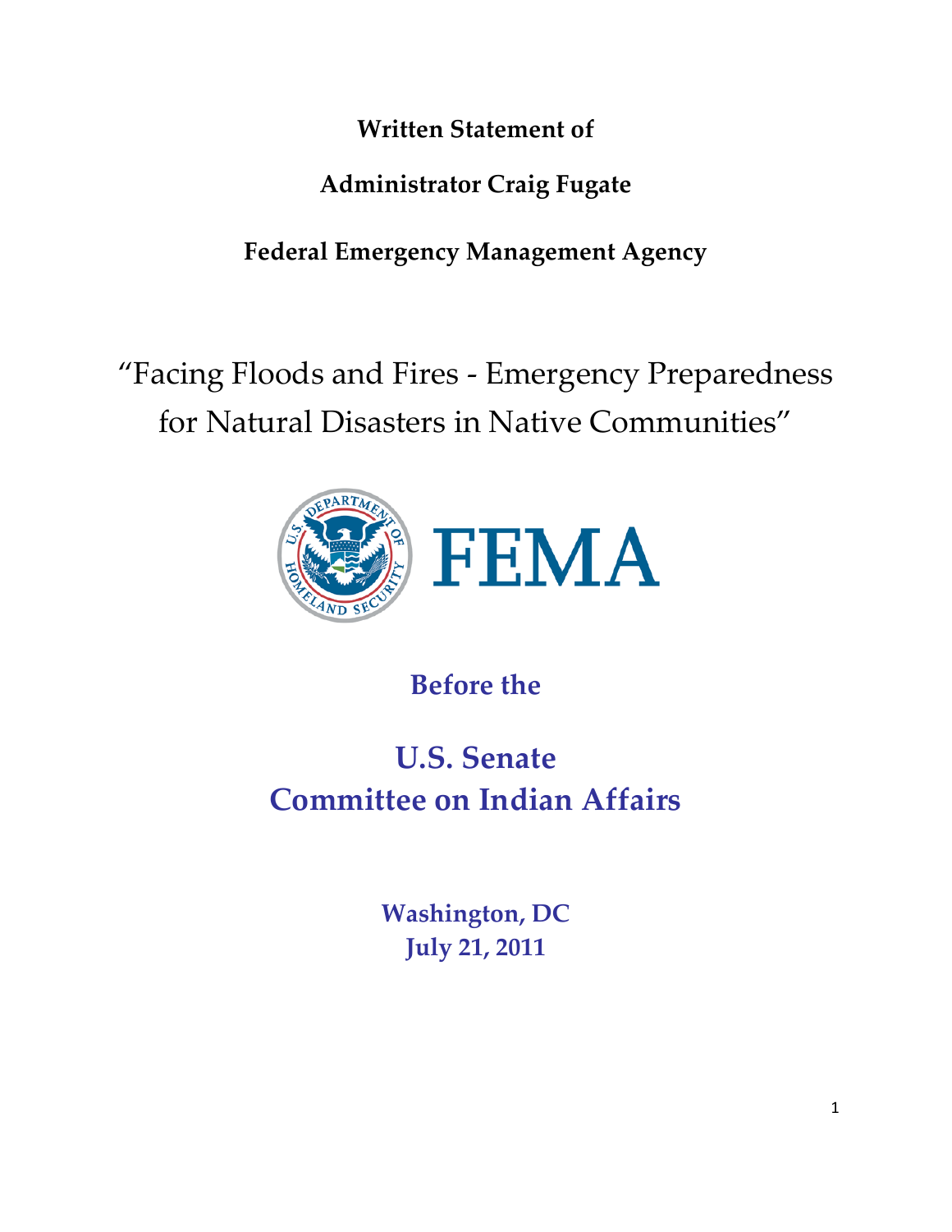**Written Statement of**

**Administrator Craig Fugate**

**Federal Emergency Management Agency**

# "Facing Floods and Fires - Emergency Preparedness for Natural Disasters in Native Communities"

FEMA

**Before the**

## U.S. Senate
## Committee on Indian Affairs

**Washington, DC**
**July 21, 2011**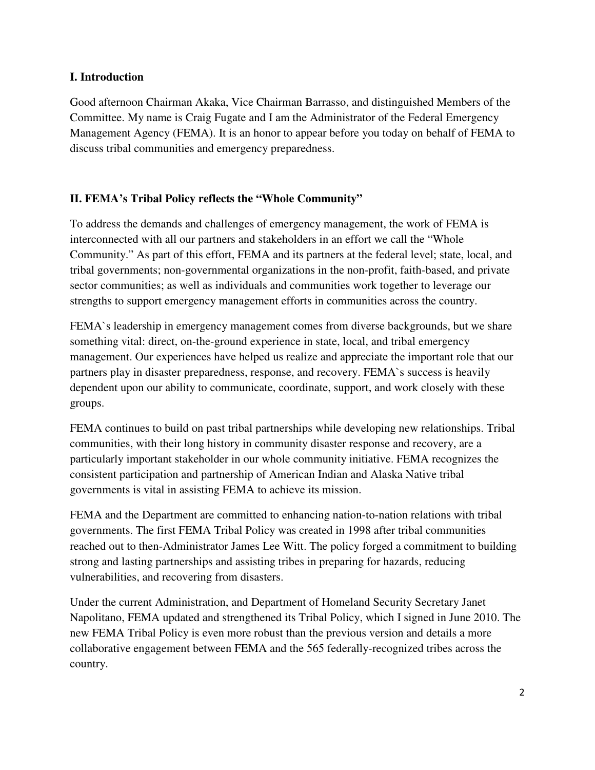## I. Introduction

Good afternoon Chairman Akaka, Vice Chairman Barrasso, and distinguished Members of the Committee. My name is Craig Fugate and I am the Administrator of the Federal Emergency Management Agency (FEMA). It is an honor to appear before you today on behalf of FEMA to discuss tribal communities and emergency preparedness.

## II. FEMA's Tribal Policy reflects the "Whole Community"

To address the demands and challenges of emergency management, the work of FEMA is interconnected with all our partners and stakeholders in an effort we call the "Whole Community." As part of this effort, FEMA and its partners at the federal level; state, local, and tribal governments; non-governmental organizations in the non-profit, faith-based, and private sector communities; as well as individuals and communities work together to leverage our strengths to support emergency management efforts in communities across the country.

FEMA`s leadership in emergency management comes from diverse backgrounds, but we share something vital: direct, on-the-ground experience in state, local, and tribal emergency management. Our experiences have helped us realize and appreciate the important role that our partners play in disaster preparedness, response, and recovery. FEMA`s success is heavily dependent upon our ability to communicate, coordinate, support, and work closely with these groups.

FEMA continues to build on past tribal partnerships while developing new relationships. Tribal communities, with their long history in community disaster response and recovery, are a particularly important stakeholder in our whole community initiative. FEMA recognizes the consistent participation and partnership of American Indian and Alaska Native tribal governments is vital in assisting FEMA to achieve its mission.

FEMA and the Department are committed to enhancing nation-to-nation relations with tribal governments. The first FEMA Tribal Policy was created in 1998 after tribal communities reached out to then-Administrator James Lee Witt. The policy forged a commitment to building strong and lasting partnerships and assisting tribes in preparing for hazards, reducing vulnerabilities, and recovering from disasters.

Under the current Administration, and Department of Homeland Security Secretary Janet Napolitano, FEMA updated and strengthened its Tribal Policy, which I signed in June 2010. The new FEMA Tribal Policy is even more robust than the previous version and details a more collaborative engagement between FEMA and the 565 federally-recognized tribes across the country.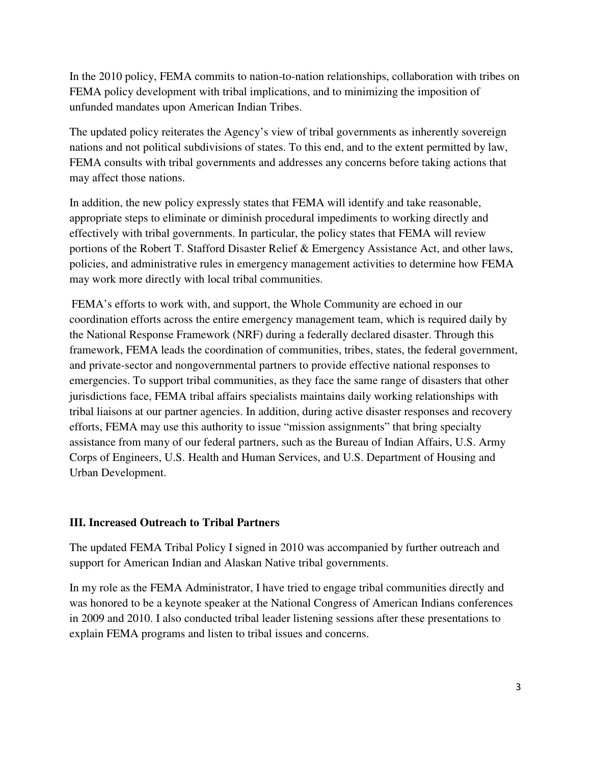In the 2010 policy, FEMA commits to nation-to-nation relationships, collaboration with tribes on FEMA policy development with tribal implications, and to minimizing the imposition of unfunded mandates upon American Indian Tribes.

The updated policy reiterates the Agency's view of tribal governments as inherently sovereign nations and not political subdivisions of states. To this end, and to the extent permitted by law, FEMA consults with tribal governments and addresses any concerns before taking actions that may affect those nations.

In addition, the new policy expressly states that FEMA will identify and take reasonable, appropriate steps to eliminate or diminish procedural impediments to working directly and effectively with tribal governments. In particular, the policy states that FEMA will review portions of the Robert T. Stafford Disaster Relief & Emergency Assistance Act, and other laws, policies, and administrative rules in emergency management activities to determine how FEMA may work more directly with local tribal communities.

FEMA's efforts to work with, and support, the Whole Community are echoed in our coordination efforts across the entire emergency management team, which is required daily by the National Response Framework (NRF) during a federally declared disaster. Through this framework, FEMA leads the coordination of communities, tribes, states, the federal government, and private-sector and nongovernmental partners to provide effective national responses to emergencies. To support tribal communities, as they face the same range of disasters that other jurisdictions face, FEMA tribal affairs specialists maintains daily working relationships with tribal liaisons at our partner agencies. In addition, during active disaster responses and recovery efforts, FEMA may use this authority to issue "mission assignments" that bring specialty assistance from many of our federal partners, such as the Bureau of Indian Affairs, U.S. Army Corps of Engineers, U.S. Health and Human Services, and U.S. Department of Housing and Urban Development.

### III. Increased Outreach to Tribal Partners

The updated FEMA Tribal Policy I signed in 2010 was accompanied by further outreach and support for American Indian and Alaskan Native tribal governments.

In my role as the FEMA Administrator, I have tried to engage tribal communities directly and was honored to be a keynote speaker at the National Congress of American Indians conferences in 2009 and 2010. I also conducted tribal leader listening sessions after these presentations to explain FEMA programs and listen to tribal issues and concerns.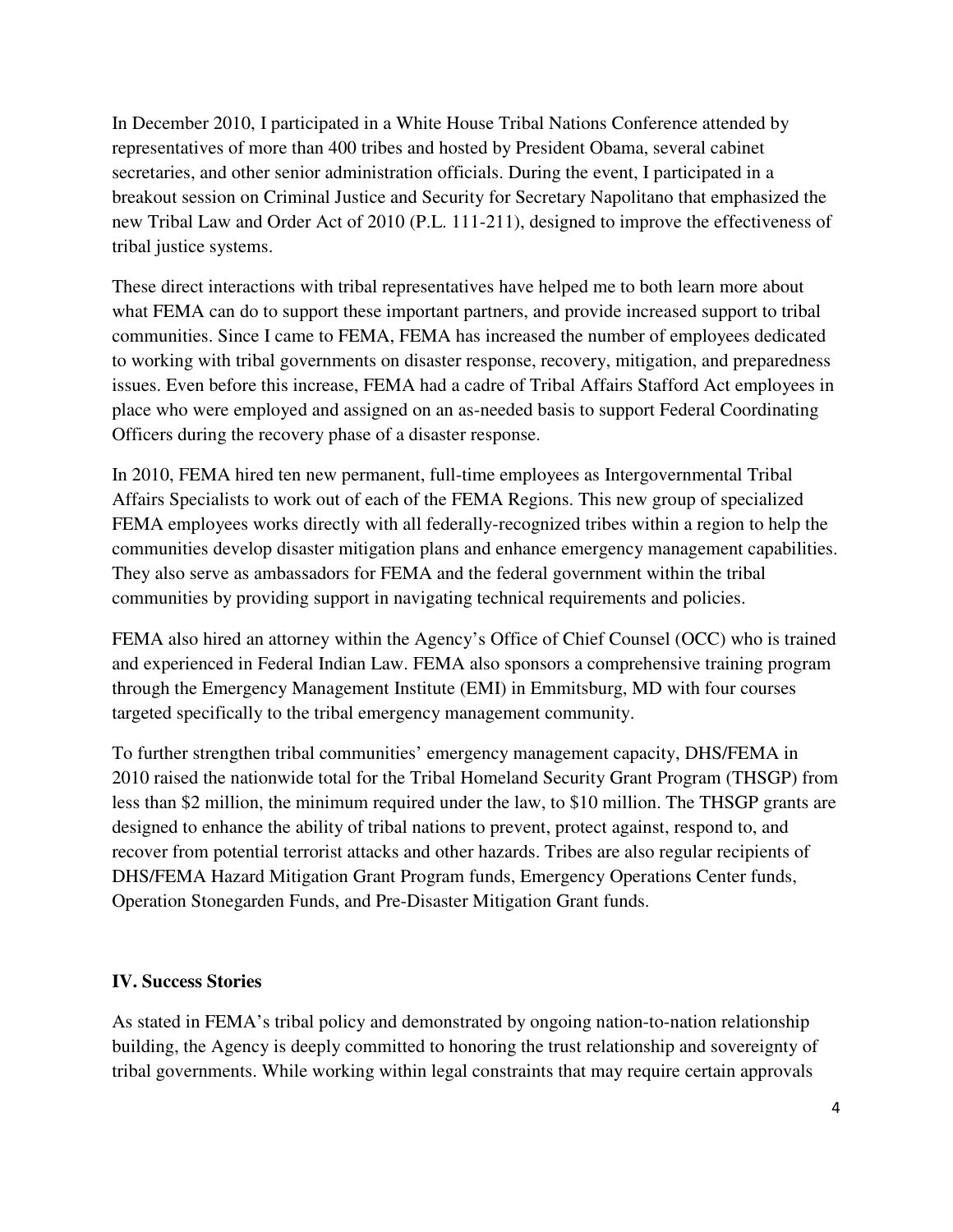In December 2010, I participated in a White House Tribal Nations Conference attended by representatives of more than 400 tribes and hosted by President Obama, several cabinet secretaries, and other senior administration officials. During the event, I participated in a breakout session on Criminal Justice and Security for Secretary Napolitano that emphasized the new Tribal Law and Order Act of 2010 (P.L. 111-211), designed to improve the effectiveness of tribal justice systems.

These direct interactions with tribal representatives have helped me to both learn more about what FEMA can do to support these important partners, and provide increased support to tribal communities. Since I came to FEMA, FEMA has increased the number of employees dedicated to working with tribal governments on disaster response, recovery, mitigation, and preparedness issues. Even before this increase, FEMA had a cadre of Tribal Affairs Stafford Act employees in place who were employed and assigned on an as-needed basis to support Federal Coordinating Officers during the recovery phase of a disaster response.

In 2010, FEMA hired ten new permanent, full-time employees as Intergovernmental Tribal Affairs Specialists to work out of each of the FEMA Regions. This new group of specialized FEMA employees works directly with all federally-recognized tribes within a region to help the communities develop disaster mitigation plans and enhance emergency management capabilities. They also serve as ambassadors for FEMA and the federal government within the tribal communities by providing support in navigating technical requirements and policies.

FEMA also hired an attorney within the Agency's Office of Chief Counsel (OCC) who is trained and experienced in Federal Indian Law. FEMA also sponsors a comprehensive training program through the Emergency Management Institute (EMI) in Emmitsburg, MD with four courses targeted specifically to the tribal emergency management community.

To further strengthen tribal communities' emergency management capacity, DHS/FEMA in 2010 raised the nationwide total for the Tribal Homeland Security Grant Program (THSGP) from less than $2 million, the minimum required under the law, to $10 million. The THSGP grants are designed to enhance the ability of tribal nations to prevent, protect against, respond to, and recover from potential terrorist attacks and other hazards. Tribes are also regular recipients of DHS/FEMA Hazard Mitigation Grant Program funds, Emergency Operations Center funds, Operation Stonegarden Funds, and Pre-Disaster Mitigation Grant funds.

## IV. Success Stories

As stated in FEMA's tribal policy and demonstrated by ongoing nation-to-nation relationship building, the Agency is deeply committed to honoring the trust relationship and sovereignty of tribal governments. While working within legal constraints that may require certain approvals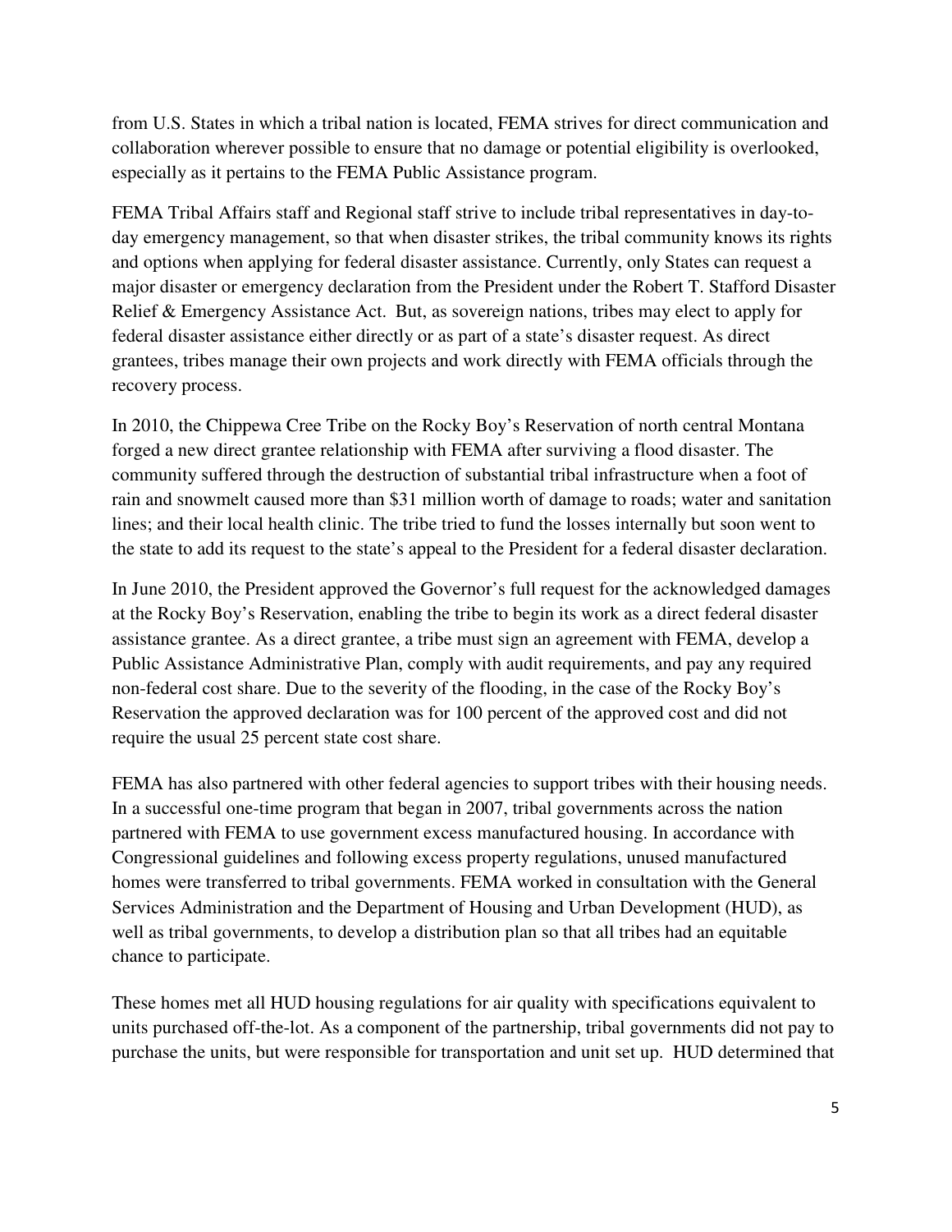from U.S. States in which a tribal nation is located, FEMA strives for direct communication and collaboration wherever possible to ensure that no damage or potential eligibility is overlooked, especially as it pertains to the FEMA Public Assistance program.

FEMA Tribal Affairs staff and Regional staff strive to include tribal representatives in day-to-day emergency management, so that when disaster strikes, the tribal community knows its rights and options when applying for federal disaster assistance. Currently, only States can request a major disaster or emergency declaration from the President under the Robert T. Stafford Disaster Relief & Emergency Assistance Act. But, as sovereign nations, tribes may elect to apply for federal disaster assistance either directly or as part of a state's disaster request. As direct grantees, tribes manage their own projects and work directly with FEMA officials through the recovery process.

In 2010, the Chippewa Cree Tribe on the Rocky Boy's Reservation of north central Montana forged a new direct grantee relationship with FEMA after surviving a flood disaster. The community suffered through the destruction of substantial tribal infrastructure when a foot of rain and snowmelt caused more than $31 million worth of damage to roads; water and sanitation lines; and their local health clinic. The tribe tried to fund the losses internally but soon went to the state to add its request to the state's appeal to the President for a federal disaster declaration.

In June 2010, the President approved the Governor's full request for the acknowledged damages at the Rocky Boy's Reservation, enabling the tribe to begin its work as a direct federal disaster assistance grantee. As a direct grantee, a tribe must sign an agreement with FEMA, develop a Public Assistance Administrative Plan, comply with audit requirements, and pay any required non-federal cost share. Due to the severity of the flooding, in the case of the Rocky Boy's Reservation the approved declaration was for 100 percent of the approved cost and did not require the usual 25 percent state cost share.

FEMA has also partnered with other federal agencies to support tribes with their housing needs. In a successful one-time program that began in 2007, tribal governments across the nation partnered with FEMA to use government excess manufactured housing. In accordance with Congressional guidelines and following excess property regulations, unused manufactured homes were transferred to tribal governments. FEMA worked in consultation with the General Services Administration and the Department of Housing and Urban Development (HUD), as well as tribal governments, to develop a distribution plan so that all tribes had an equitable chance to participate.

These homes met all HUD housing regulations for air quality with specifications equivalent to units purchased off-the-lot. As a component of the partnership, tribal governments did not pay to purchase the units, but were responsible for transportation and unit set up. HUD determined that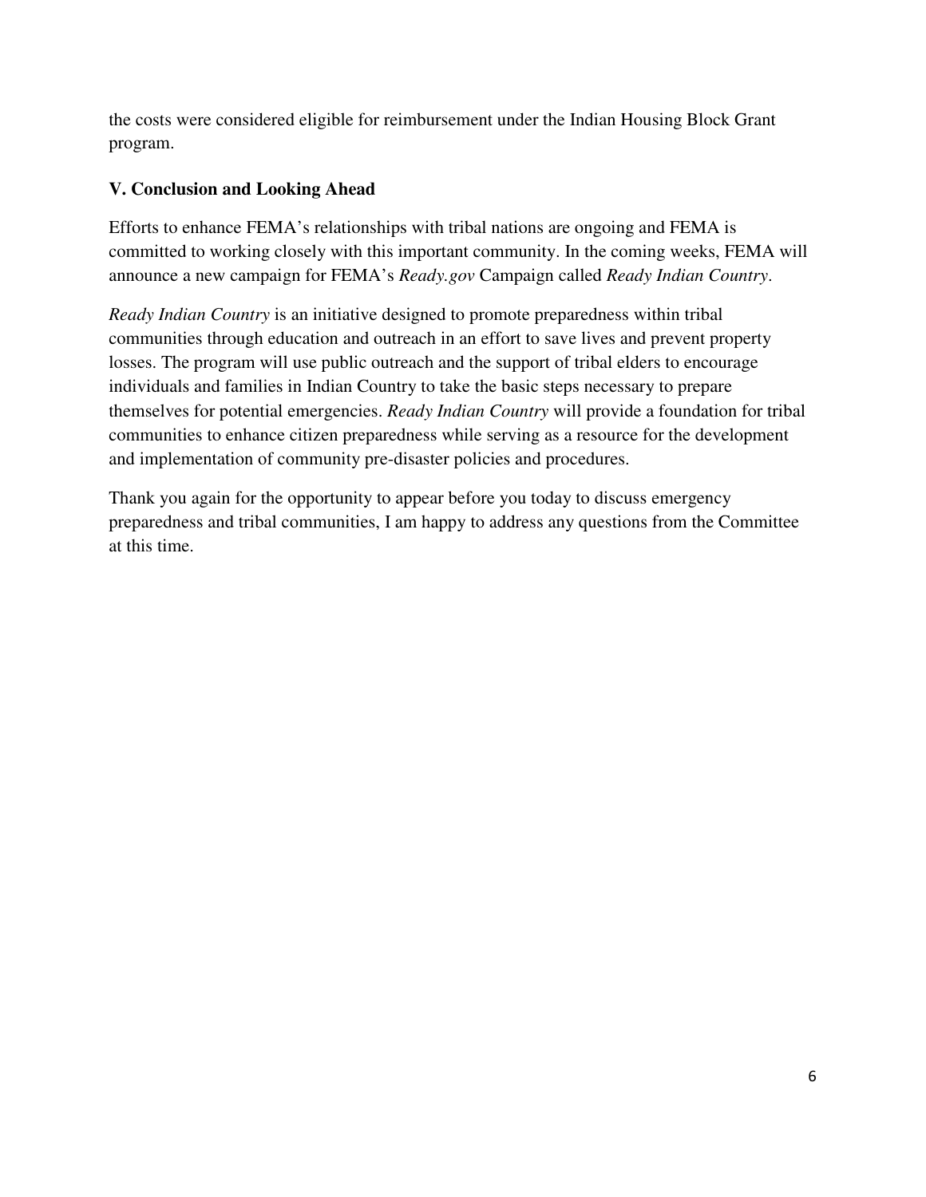the costs were considered eligible for reimbursement under the Indian Housing Block Grant program.

## V. Conclusion and Looking Ahead

Efforts to enhance FEMA's relationships with tribal nations are ongoing and FEMA is committed to working closely with this important community. In the coming weeks, FEMA will announce a new campaign for FEMA's *Ready.gov* Campaign called *Ready Indian Country*.

*Ready Indian Country* is an initiative designed to promote preparedness within tribal communities through education and outreach in an effort to save lives and prevent property losses. The program will use public outreach and the support of tribal elders to encourage individuals and families in Indian Country to take the basic steps necessary to prepare themselves for potential emergencies. *Ready Indian Country* will provide a foundation for tribal communities to enhance citizen preparedness while serving as a resource for the development and implementation of community pre-disaster policies and procedures.

Thank you again for the opportunity to appear before you today to discuss emergency preparedness and tribal communities, I am happy to address any questions from the Committee at this time.